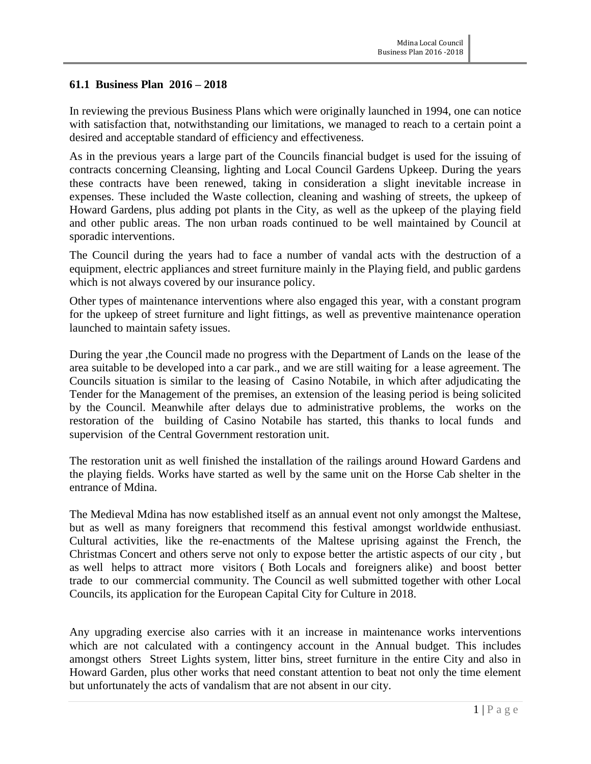## 61.1 Business Plan 2016 – 2018

In reviewing the previous Business Plans which were originally launched in 1994, one can notice with satisfaction that, notwithstanding our limitations, we managed to reach to a certain point a desired and acceptable standard of efficiency and effectiveness.

As in the previous years a large part of the Councils financial budget is used for the issuing of contracts concerning Cleansing, lighting and Local Council Gardens Upkeep. During the years these contracts have been renewed, taking in consideration a slight inevitable increase in expenses. These included the Waste collection, cleaning and washing of streets, the upkeep of Howard Gardens, plus adding pot plants in the City, as well as the upkeep of the playing field and other public areas. The non urban roads continued to be well maintained by Council at sporadic interventions.

The Council during the years had to face a number of vandal acts with the destruction of a equipment, electric appliances and street furniture mainly in the Playing field, and public gardens which is not always covered by our insurance policy.

Other types of maintenance interventions where also engaged this year, with a constant program for the upkeep of street furniture and light fittings, as well as preventive maintenance operation launched to maintain safety issues.

During the year ,the Council made no progress with the Department of Lands on the lease of the area suitable to be developed into a car park., and we are still waiting for a lease agreement. The Councils situation is similar to the leasing of Casino Notabile, in which after adjudicating the Tender for the Management of the premises, an extension of the leasing period is being solicited by the Council. Meanwhile after delays due to administrative problems, the works on the restoration of the building of Casino Notabile has started, this thanks to local funds and supervision of the Central Government restoration unit.

The restoration unit as well finished the installation of the railings around Howard Gardens and the playing fields. Works have started as well by the same unit on the Horse Cab shelter in the entrance of Mdina.

The Medieval Mdina has now established itself as an annual event not only amongst the Maltese, but as well as many foreigners that recommend this festival amongst worldwide enthusiast. Cultural activities, like the re-enactments of the Maltese uprising against the French, the Christmas Concert and others serve not only to expose better the artistic aspects of our city , but as well helps to attract more visitors ( Both Locals and foreigners alike) and boost better trade to our commercial community. The Council as well submitted together with other Local Councils, its application for the European Capital City for Culture in 2018.

Any upgrading exercise also carries with it an increase in maintenance works interventions which are not calculated with a contingency account in the Annual budget. This includes amongst others Street Lights system, litter bins, street furniture in the entire City and also in Howard Garden, plus other works that need constant attention to beat not only the time element but unfortunately the acts of vandalism that are not absent in our city.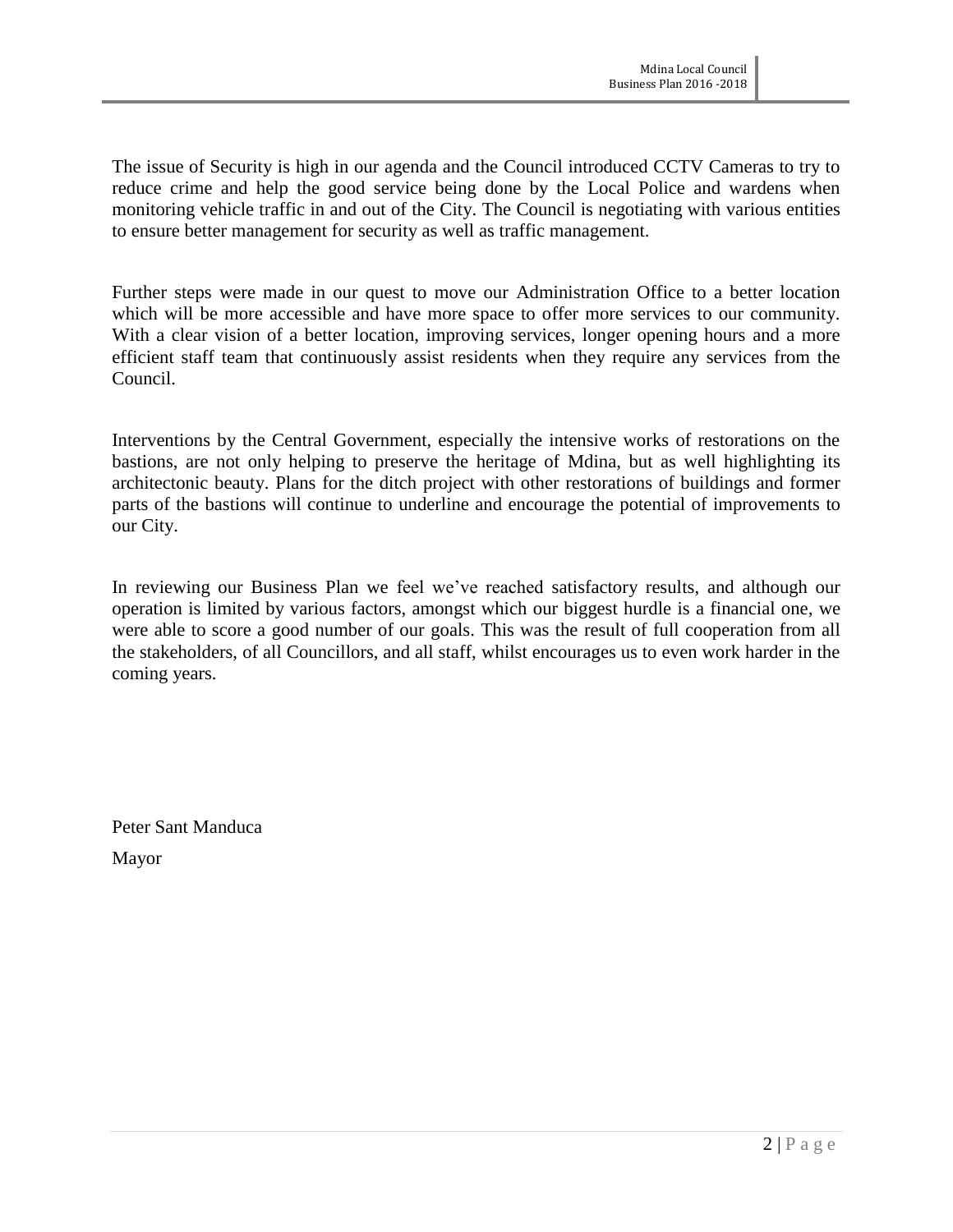The issue of Security is high in our agenda and the Council introduced CCTV Cameras to try to reduce crime and help the good service being done by the Local Police and wardens when monitoring vehicle traffic in and out of the City. The Council is negotiating with various entities to ensure better management for security as well as traffic management.

Further steps were made in our quest to move our Administration Office to a better location which will be more accessible and have more space to offer more services to our community. With a clear vision of a better location, improving services, longer opening hours and a more efficient staff team that continuously assist residents when they require any services from the Council.

Interventions by the Central Government, especially the intensive works of restorations on the bastions, are not only helping to preserve the heritage of Mdina, but as well highlighting its architectonic beauty. Plans for the ditch project with other restorations of buildings and former parts of the bastions will continue to underline and encourage the potential of improvements to our City.

In reviewing our Business Plan we feel we've reached satisfactory results, and although our operation is limited by various factors, amongst which our biggest hurdle is a financial one, we were able to score a good number of our goals. This was the result of full cooperation from all the stakeholders, of all Councillors, and all staff, whilst encourages us to even work harder in the coming years.

Peter Sant Manduca

Mayor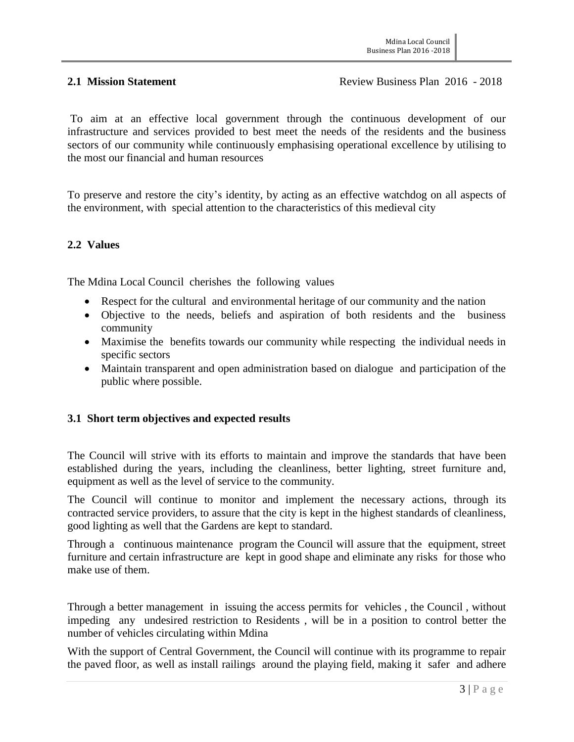## 2.1 Mission Statement

Review Business Plan 2016 - 2018

To aim at an effective local government through the continuous development of our infrastructure and services provided to best meet the needs of the residents and the business sectors of our community while continuously emphasising operational excellence by utilising to the most our financial and human resources

To preserve and restore the city's identity, by acting as an effective watchdog on all aspects of the environment, with special attention to the characteristics of this medieval city

## 2.2 Values

The Mdina Local Council cherishes the following values

- Respect for the cultural and environmental heritage of our community and the nation
- Objective to the needs, beliefs and aspiration of both residents and the business community
- Maximise the benefits towards our community while respecting the individual needs in specific sectors
- Maintain transparent and open administration based on dialogue and participation of the public where possible.

## 3.1 Short term objectives and expected results

The Council will strive with its efforts to maintain and improve the standards that have been established during the years, including the cleanliness, better lighting, street furniture and, equipment as well as the level of service to the community.

The Council will continue to monitor and implement the necessary actions, through its contracted service providers, to assure that the city is kept in the highest standards of cleanliness, good lighting as well that the Gardens are kept to standard.

Through a continuous maintenance program the Council will assure that the equipment, street furniture and certain infrastructure are kept in good shape and eliminate any risks for those who make use of them.

Through a better management in issuing the access permits for vehicles , the Council , without impeding any undesired restriction to Residents , will be in a position to control better the number of vehicles circulating within Mdina

With the support of Central Government, the Council will continue with its programme to repair the paved floor, as well as install railings around the playing field, making it safer and adhere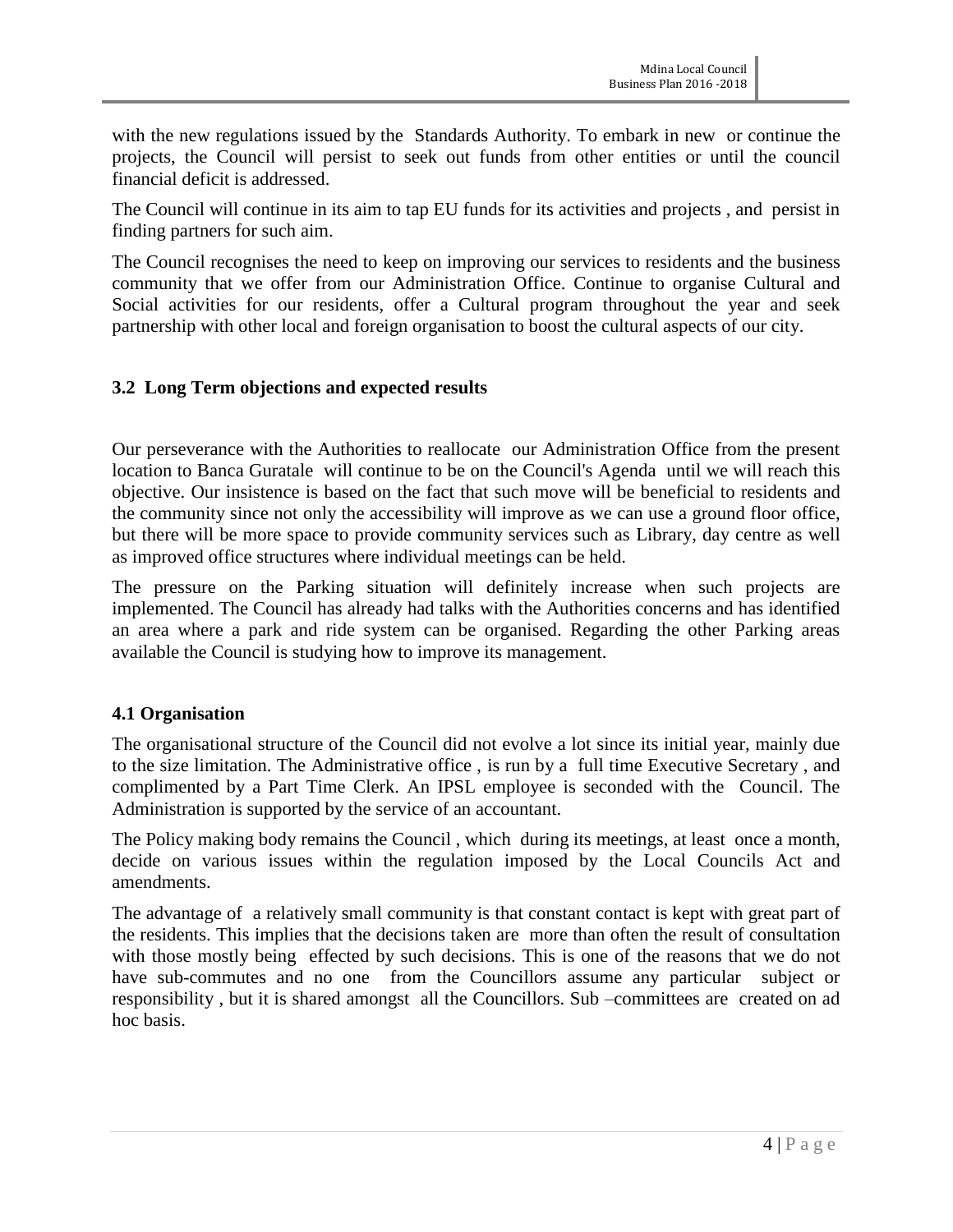with the new regulations issued by the Standards Authority. To embark in new or continue the projects, the Council will persist to seek out funds from other entities or until the council financial deficit is addressed.

The Council will continue in its aim to tap EU funds for its activities and projects , and persist in finding partners for such aim.

The Council recognises the need to keep on improving our services to residents and the business community that we offer from our Administration Office. Continue to organise Cultural and Social activities for our residents, offer a Cultural program throughout the year and seek partnership with other local and foreign organisation to boost the cultural aspects of our city.

### 3.2 Long Term objections and expected results

Our perseverance with the Authorities to reallocate our Administration Office from the present location to Banca Guratale will continue to be on the Council's Agenda until we will reach this objective. Our insistence is based on the fact that such move will be beneficial to residents and the community since not only the accessibility will improve as we can use a ground floor office, but there will be more space to provide community services such as Library, day centre as well as improved office structures where individual meetings can be held.

The pressure on the Parking situation will definitely increase when such projects are implemented. The Council has already had talks with the Authorities concerns and has identified an area where a park and ride system can be organised. Regarding the other Parking areas available the Council is studying how to improve its management.

### 4.1 Organisation

The organisational structure of the Council did not evolve a lot since its initial year, mainly due to the size limitation. The Administrative office , is run by a full time Executive Secretary , and complimented by a Part Time Clerk. An IPSL employee is seconded with the Council. The Administration is supported by the service of an accountant.

The Policy making body remains the Council , which during its meetings, at least once a month, decide on various issues within the regulation imposed by the Local Councils Act and amendments.

The advantage of a relatively small community is that constant contact is kept with great part of the residents. This implies that the decisions taken are more than often the result of consultation with those mostly being effected by such decisions. This is one of the reasons that we do not have sub-commutes and no one from the Councillors assume any particular subject or responsibility , but it is shared amongst all the Councillors. Sub –committees are created on ad hoc basis.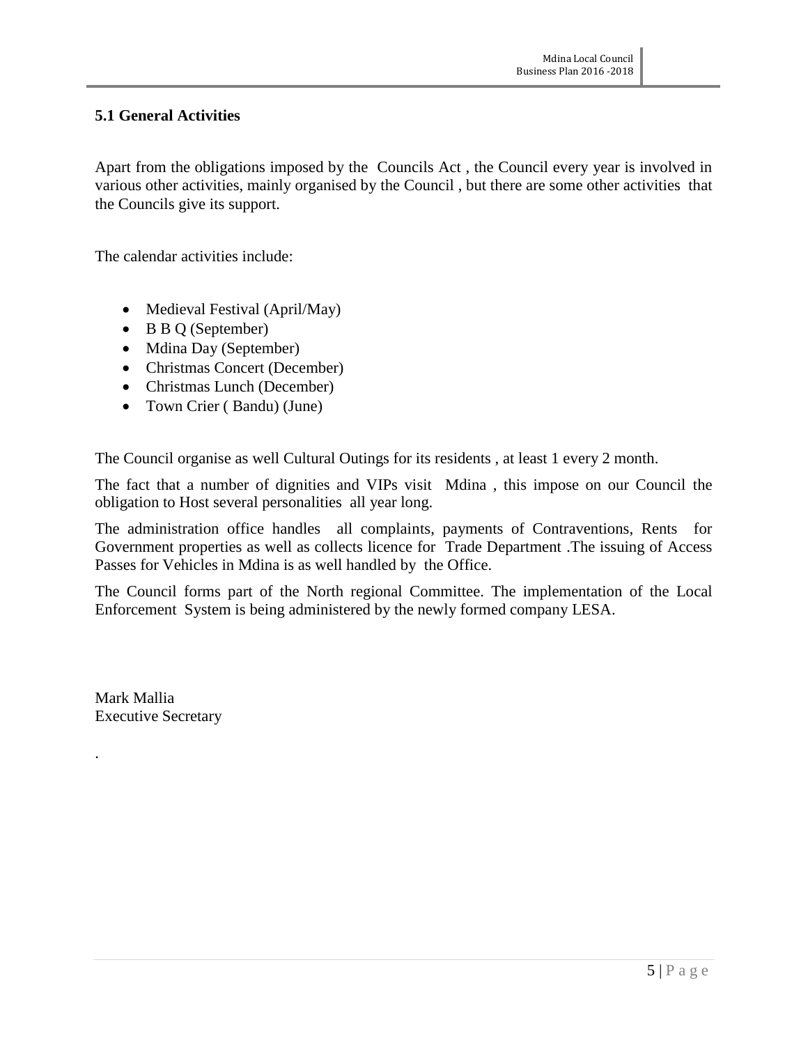### 5.1 General Activities

Apart from the obligations imposed by the Councils Act , the Council every year is involved in various other activities, mainly organised by the Council , but there are some other activities that the Councils give its support.

The calendar activities include:

- Medieval Festival (April/May)
- B B Q (September)
- Mdina Day (September)
- Christmas Concert (December)
- Christmas Lunch (December)
- Town Crier ( Bandu) (June)

The Council organise as well Cultural Outings for its residents , at least 1 every 2 month.

The fact that a number of dignities and VIPs visit Mdina , this impose on our Council the obligation to Host several personalities all year long.

The administration office handles all complaints, payments of Contraventions, Rents for Government properties as well as collects licence for Trade Department .The issuing of Access Passes for Vehicles in Mdina is as well handled by the Office.

The Council forms part of the North regional Committee. The implementation of the Local Enforcement System is being administered by the newly formed company LESA.

Mark Mallia
Executive Secretary

.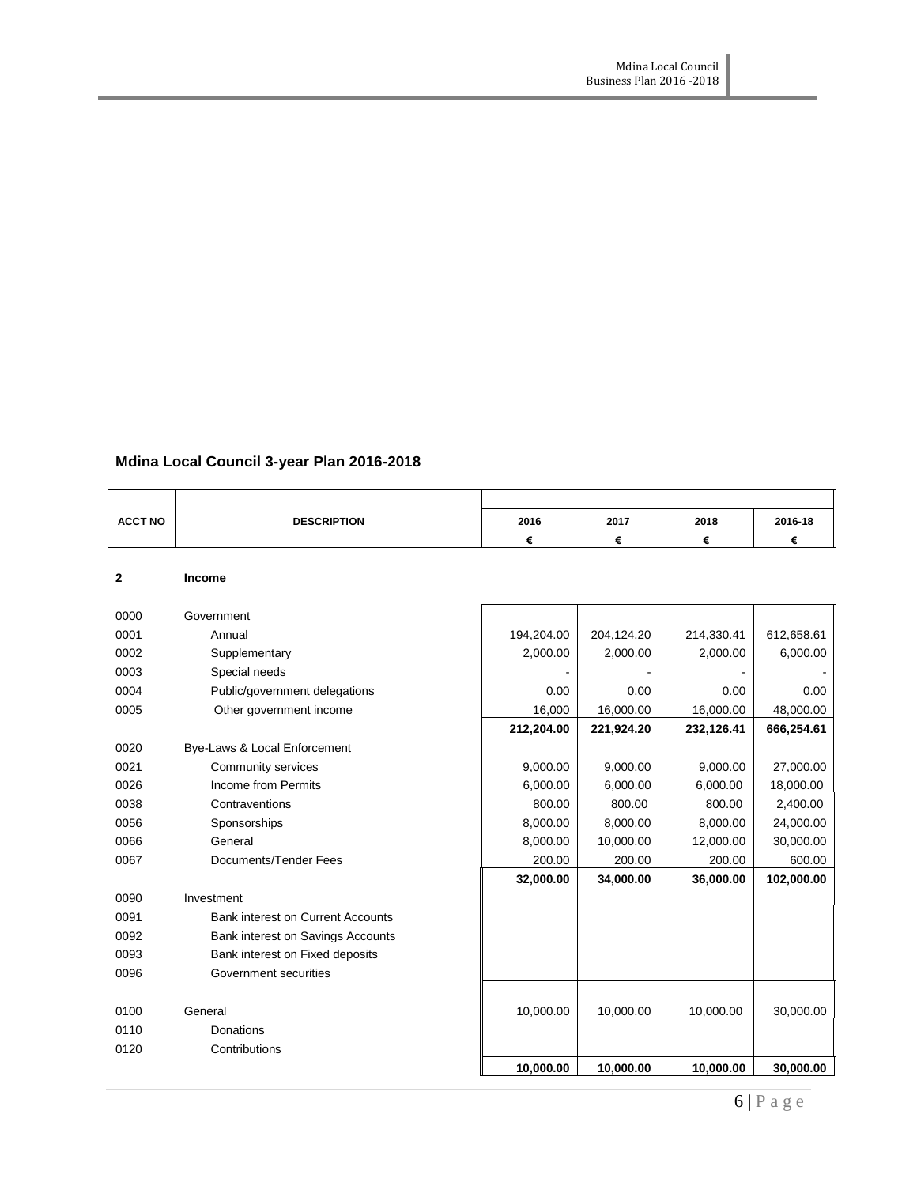## Mdina Local Council 3-year Plan 2016-2018

| ACCT NO | DESCRIPTION | 2016 | 2017 | 2018 | 2016-18 |
|---|---|---|---|---|---|
| | | € | € | € | € |
| **2** | **Income** | | | | |
| 0000 | Government | | | | |
| 0001 | Annual | 194,204.00 | 204,124.20 | 214,330.41 | 612,658.61 |
| 0002 | Supplementary | 2,000.00 | 2,000.00 | 2,000.00 | 6,000.00 |
| 0003 | Special needs | - | - | - | - |
| 0004 | Public/government delegations | 0.00 | 0.00 | 0.00 | 0.00 |
| 0005 | Other government income | 16,000 | 16,000.00 | 16,000.00 | 48,000.00 |
| | | **212,204.00** | **221,924.20** | **232,126.41** | **666,254.61** |
| 0020 | Bye-Laws & Local Enforcement | | | | |
| 0021 | Community services | 9,000.00 | 9,000.00 | 9,000.00 | 27,000.00 |
| 0026 | Income from Permits | 6,000.00 | 6,000.00 | 6,000.00 | 18,000.00 |
| 0038 | Contraventions | 800.00 | 800.00 | 800.00 | 2,400.00 |
| 0056 | Sponsorships | 8,000.00 | 8,000.00 | 8,000.00 | 24,000.00 |
| 0066 | General | 8,000.00 | 10,000.00 | 12,000.00 | 30,000.00 |
| 0067 | Documents/Tender Fees | 200.00 | 200.00 | 200.00 | 600.00 |
| | | **32,000.00** | **34,000.00** | **36,000.00** | **102,000.00** |
| 0090 | Investment | | | | |
| 0091 | Bank interest on Current Accounts | | | | |
| 0092 | Bank interest on Savings Accounts | | | | |
| 0093 | Bank interest on Fixed deposits | | | | |
| 0096 | Government securities | | | | |
| 0100 | General | 10,000.00 | 10,000.00 | 10,000.00 | 30,000.00 |
| 0110 | Donations | | | | |
| 0120 | Contributions | | | | |
| | | **10,000.00** | **10,000.00** | **10,000.00** | **30,000.00** |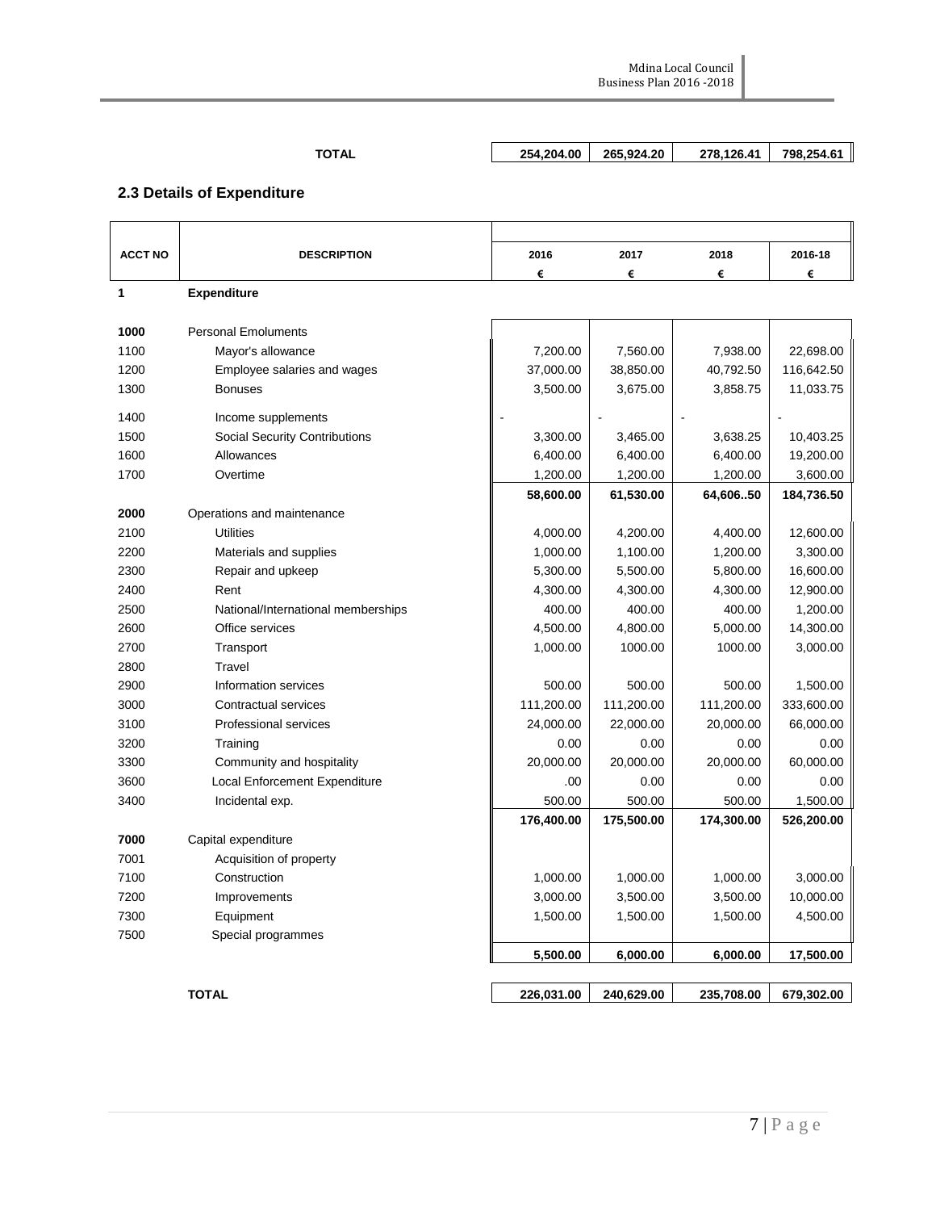| | | | | | |
|---|---|---|---|---|---|
| | **TOTAL** | **254,204.00** | **265,924.20** | **278,126.41** | **798,254.61** |

## 2.3 Details of Expenditure

| ACCT NO | DESCRIPTION | 2016 € | 2017 € | 2018 € | 2016-18 € |
|---|---|---|---|---|---|
| **1** | **Expenditure** | | | | |
| **1000** | Personal Emoluments | | | | |
| 1100 | Mayor's allowance | 7,200.00 | 7,560.00 | 7,938.00 | 22,698.00 |
| 1200 | Employee salaries and wages | 37,000.00 | 38,850.00 | 40,792.50 | 116,642.50 |
| 1300 | Bonuses | 3,500.00 | 3,675.00 | 3,858.75 | 11,033.75 |
| 1400 | Income supplements | - | - | - | - |
| 1500 | Social Security Contributions | 3,300.00 | 3,465.00 | 3,638.25 | 10,403.25 |
| 1600 | Allowances | 6,400.00 | 6,400.00 | 6,400.00 | 19,200.00 |
| 1700 | Overtime | 1,200.00 | 1,200.00 | 1,200.00 | 3,600.00 |
| | | **58,600.00** | **61,530.00** | **64,606..50** | **184,736.50** |
| **2000** | Operations and maintenance | | | | |
| 2100 | Utilities | 4,000.00 | 4,200.00 | 4,400.00 | 12,600.00 |
| 2200 | Materials and supplies | 1,000.00 | 1,100.00 | 1,200.00 | 3,300.00 |
| 2300 | Repair and upkeep | 5,300.00 | 5,500.00 | 5,800.00 | 16,600.00 |
| 2400 | Rent | 4,300.00 | 4,300.00 | 4,300.00 | 12,900.00 |
| 2500 | National/International memberships | 400.00 | 400.00 | 400.00 | 1,200.00 |
| 2600 | Office services | 4,500.00 | 4,800.00 | 5,000.00 | 14,300.00 |
| 2700 | Transport | 1,000.00 | 1000.00 | 1000.00 | 3,000.00 |
| 2800 | Travel | | | | |
| 2900 | Information services | 500.00 | 500.00 | 500.00 | 1,500.00 |
| 3000 | Contractual services | 111,200.00 | 111,200.00 | 111,200.00 | 333,600.00 |
| 3100 | Professional services | 24,000.00 | 22,000.00 | 20,000.00 | 66,000.00 |
| 3200 | Training | 0.00 | 0.00 | 0.00 | 0.00 |
| 3300 | Community and hospitality | 20,000.00 | 20,000.00 | 20,000.00 | 60,000.00 |
| 3600 | Local Enforcement Expenditure | .00 | 0.00 | 0.00 | 0.00 |
| 3400 | Incidental exp. | 500.00 | 500.00 | 500.00 | 1,500.00 |
| | | **176,400.00** | **175,500.00** | **174,300.00** | **526,200.00** |
| **7000** | Capital expenditure | | | | |
| 7001 | Acquisition of property | | | | |
| 7100 | Construction | 1,000.00 | 1,000.00 | 1,000.00 | 3,000.00 |
| 7200 | Improvements | 3,000.00 | 3,500.00 | 3,500.00 | 10,000.00 |
| 7300 | Equipment | 1,500.00 | 1,500.00 | 1,500.00 | 4,500.00 |
| 7500 | Special programmes | | | | |
| | | **5,500.00** | **6,000.00** | **6,000.00** | **17,500.00** |
| | **TOTAL** | **226,031.00** | **240,629.00** | **235,708.00** | **679,302.00** |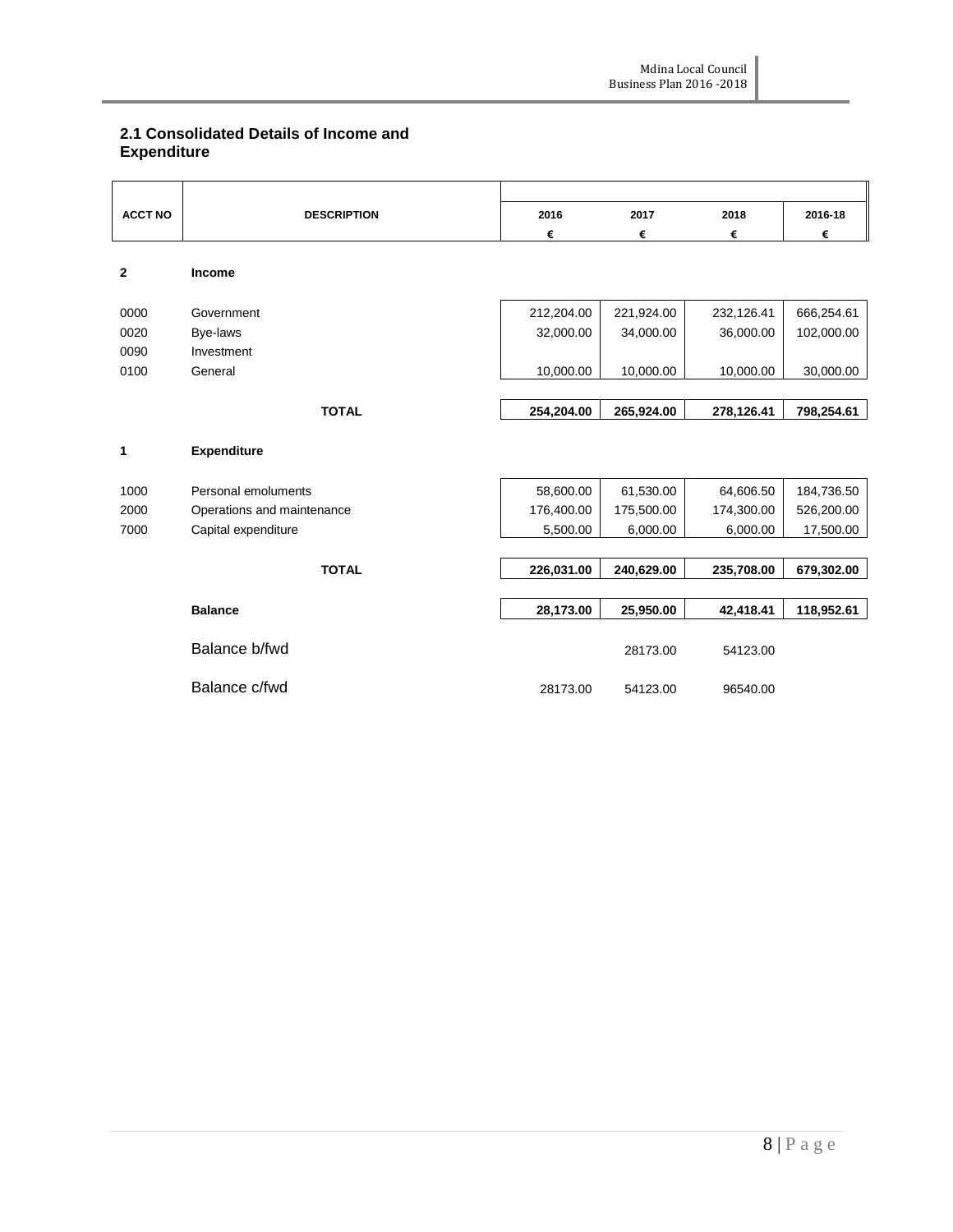## 2.1 Consolidated Details of Income and Expenditure

| ACCT NO | DESCRIPTION | 2016 € | 2017 € | 2018 € | 2016-18 € |
|---|---|---|---|---|---|
| **2** | **Income** | | | | |
| 0000 | Government | 212,204.00 | 221,924.00 | 232,126.41 | 666,254.61 |
| 0020 | Bye-laws | 32,000.00 | 34,000.00 | 36,000.00 | 102,000.00 |
| 0090 | Investment | | | | |
| 0100 | General | 10,000.00 | 10,000.00 | 10,000.00 | 30,000.00 |
| | **TOTAL** | **254,204.00** | **265,924.00** | **278,126.41** | **798,254.61** |
| **1** | **Expenditure** | | | | |
| 1000 | Personal emoluments | 58,600.00 | 61,530.00 | 64,606.50 | 184,736.50 |
| 2000 | Operations and maintenance | 176,400.00 | 175,500.00 | 174,300.00 | 526,200.00 |
| 7000 | Capital expenditure | 5,500.00 | 6,000.00 | 6,000.00 | 17,500.00 |
| | **TOTAL** | **226,031.00** | **240,629.00** | **235,708.00** | **679,302.00** |
| | **Balance** | **28,173.00** | **25,950.00** | **42,418.41** | **118,952.61** |
| | Balance b/fwd | | 28173.00 | 54123.00 | |
| | Balance c/fwd | 28173.00 | 54123.00 | 96540.00 | |